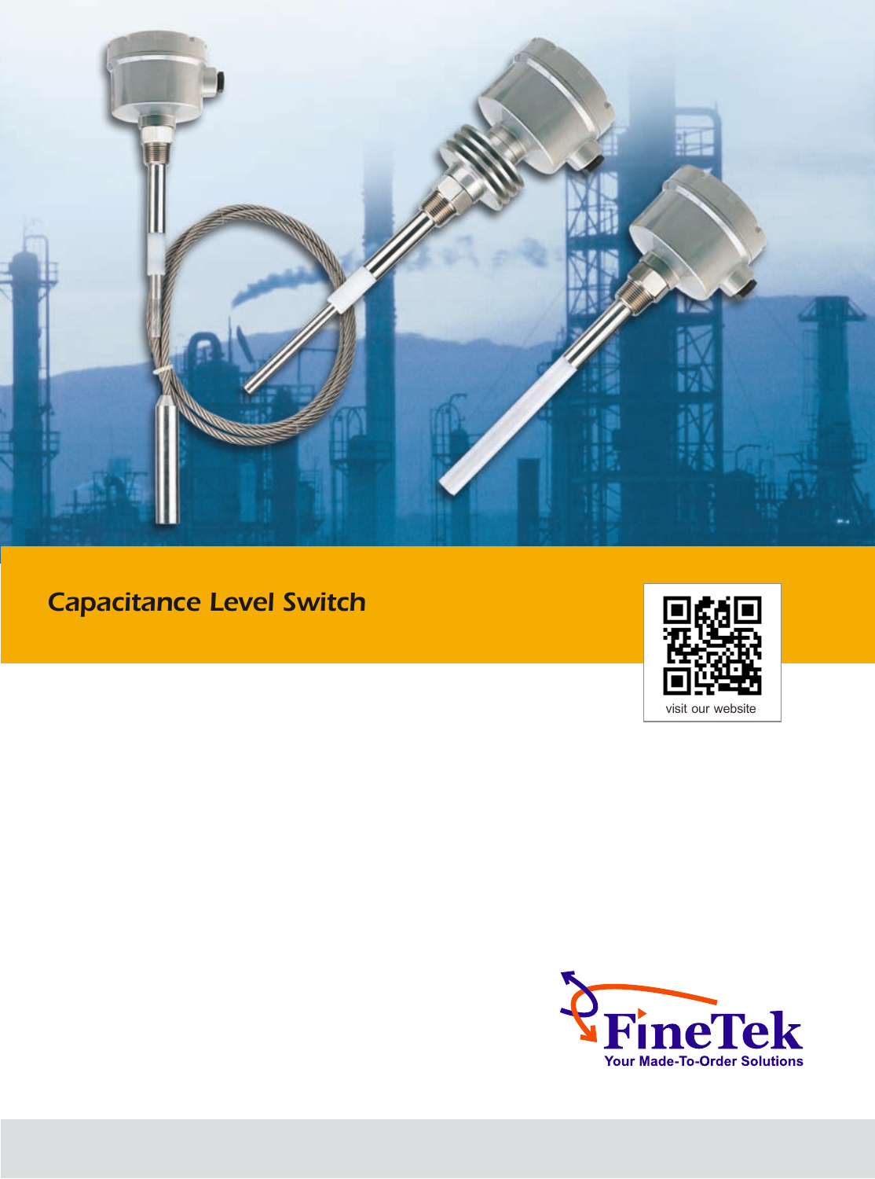# Capacitance Level Switch

visit our website

FineTek

Your Made-To-Order Solutions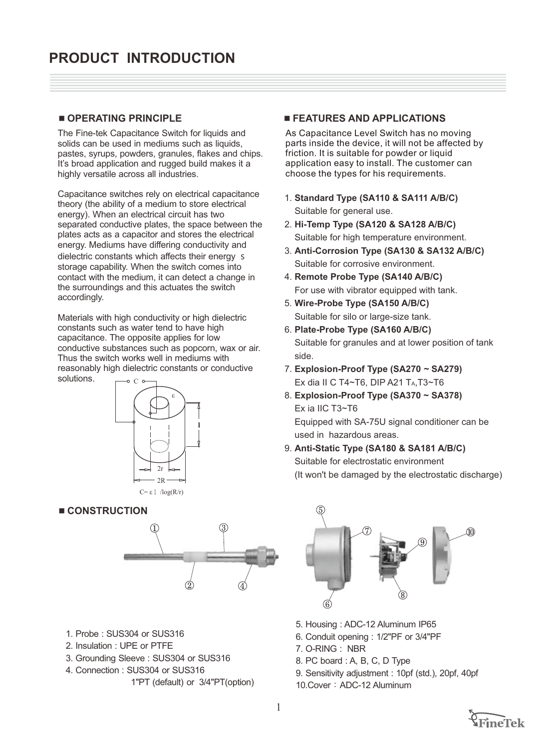# PRODUCT INTRODUCTION

## ■ OPERATING PRINCIPLE

The Fine-tek Capacitance Switch for liquids and solids can be used in mediums such as liquids, pastes, syrups, powders, granules, flakes and chips. It's broad application and rugged build makes it a highly versatile across all industries.

Capacitance switches rely on electrical capacitance theory (the ability of a medium to store electrical energy). When an electrical circuit has two separated conductive plates, the space between the plates acts as a capacitor and stores the electrical energy. Mediums have differing conductivity and dielectric constants which affects their energy s storage capability. When the switch comes into contact with the medium, it can detect a change in the surroundings and this actuates the switch accordingly.

Materials with high conductivity or high dielectric constants such as water tend to have high capacitance. The opposite applies for low conductive substances such as popcorn, wax or air. Thus the switch works well in mediums with reasonably high dielectric constants or conductive solutions.

$C = \varepsilon l / \log(R/r)$

## ■ FEATURES AND APPLICATIONS

As Capacitance Level Switch has no moving parts inside the device, it will not be affected by friction. It is suitable for powder or liquid application easy to install. The customer can choose the types for his requirements.

1. **Standard Type (SA110 & SA111 A/B/C)**
   Suitable for general use.
2. **Hi-Temp Type (SA120 & SA128 A/B/C)**
   Suitable for high temperature environment.
3. **Anti-Corrosion Type (SA130 & SA132 A/B/C)**
   Suitable for corrosive environment.
4. **Remote Probe Type (SA140 A/B/C)**
   For use with vibrator equipped with tank.
5. **Wire-Probe Type (SA150 A/B/C)**
   Suitable for silo or large-size tank.
6. **Plate-Probe Type (SA160 A/B/C)**
   Suitable for granules and at lower position of tank side.
7. **Explosion-Proof Type (SA270 ~ SA279)**
   Ex dia II C T4~T6, DIP A21 $T_A$,T3~T6
8. **Explosion-Proof Type (SA370 ~ SA378)**
   Ex ia IIC T3~T6
   Equipped with SA-75U signal conditioner can be used in hazardous areas.
9. **Anti-Static Type (SA180 & SA181 A/B/C)**
   Suitable for electrostatic environment
   (It won't be damaged by the electrostatic discharge)

## ■ CONSTRUCTION

1. Probe : SUS304 or SUS316
2. Insulation : UPE or PTFE
3. Grounding Sleeve : SUS304 or SUS316
4. Connection : SUS304 or SUS316
   1"PT (default) or 3/4"PT(option)
5. Housing : ADC-12 Aluminum IP65
6. Conduit opening : 1/2"PF or 3/4"PF
7. O-RING : NBR
8. PC board : A, B, C, D Type
9. Sensitivity adjustment : 10pf (std.), 20pf, 40pf
10. Cover：ADC-12 Aluminum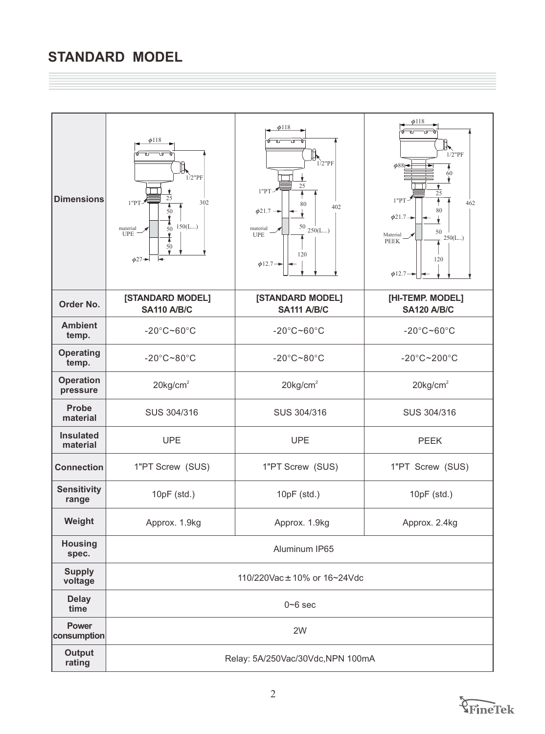# STANDARD MODEL

| Dimensions | | | |
|---|---|---|---|
| **Order No.** | **[STANDARD MODEL] SA110 A/B/C** | **[STANDARD MODEL] SA111 A/B/C** | **[HI-TEMP. MODEL] SA120 A/B/C** |
| **Ambient temp.** | -20°C~60°C | -20°C~60°C | -20°C~60°C |
| **Operating temp.** | -20°C~80°C | -20°C~80°C | -20°C~200°C |
| **Operation pressure** | 20kg/cm$^2$ | 20kg/cm$^2$ | 20kg/cm$^2$ |
| **Probe material** | SUS 304/316 | SUS 304/316 | SUS 304/316 |
| **Insulated material** | UPE | UPE | PEEK |
| **Connection** | 1"PT Screw (SUS) | 1"PT Screw (SUS) | 1"PT Screw (SUS) |
| **Sensitivity range** | 10pF (std.) | 10pF (std.) | 10pF (std.) |
| **Weight** | Approx. 1.9kg | Approx. 1.9kg | Approx. 2.4kg |
| **Housing spec.** | Aluminum IP65 | | |
| **Supply voltage** | 110/220Vac ± 10% or 16~24Vdc | | |
| **Delay time** | 0~6 sec | | |
| **Power consumption** | 2W | | |
| **Output rating** | Relay: 5A/250Vac/30Vdc,NPN 100mA | | |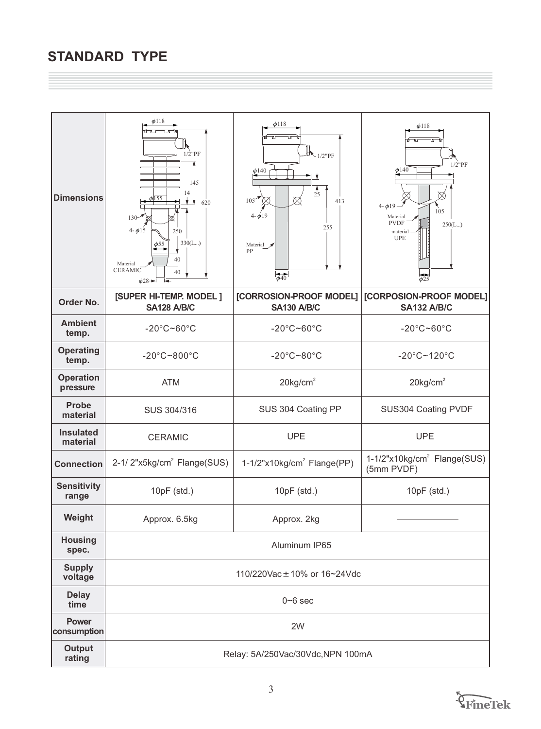## STANDARD TYPE

| Dimensions | | | |
|---|---|---|---|
| **Order No.** | **[SUPER HI-TEMP. MODEL ] SA128 A/B/C** | **[CORROSION-PROOF MODEL] SA130 A/B/C** | **[CORPOSION-PROOF MODEL] SA132 A/B/C** |
| **Ambient temp.** | -20°C~60°C | -20°C~60°C | -20°C~60°C |
| **Operating temp.** | -20°C~800°C | -20°C~80°C | -20°C~120°C |
| **Operation pressure** | ATM | 20kg/cm$^2$ | 20kg/cm$^2$ |
| **Probe material** | SUS 304/316 | SUS 304 Coating PP | SUS304 Coating PVDF |
| **Insulated material** | CERAMIC | UPE | UPE |
| **Connection** | 2-1/ 2"x5kg/cm$^2$ Flange(SUS) | 1-1/2"x10kg/cm$^2$ Flange(PP) | 1-1/2"x10kg/cm$^2$ Flange(SUS) (5mm PVDF) |
| **Sensitivity range** | 10pF (std.) | 10pF (std.) | 10pF (std.) |
| **Weight** | Approx. 6.5kg | Approx. 2kg | ———— |
| **Housing spec.** | Aluminum IP65 | | |
| **Supply voltage** | 110/220Vac ± 10% or 16~24Vdc | | |
| **Delay time** | 0~6 sec | | |
| **Power consumption** | 2W | | |
| **Output rating** | Relay: 5A/250Vac/30Vdc,NPN 100mA | | |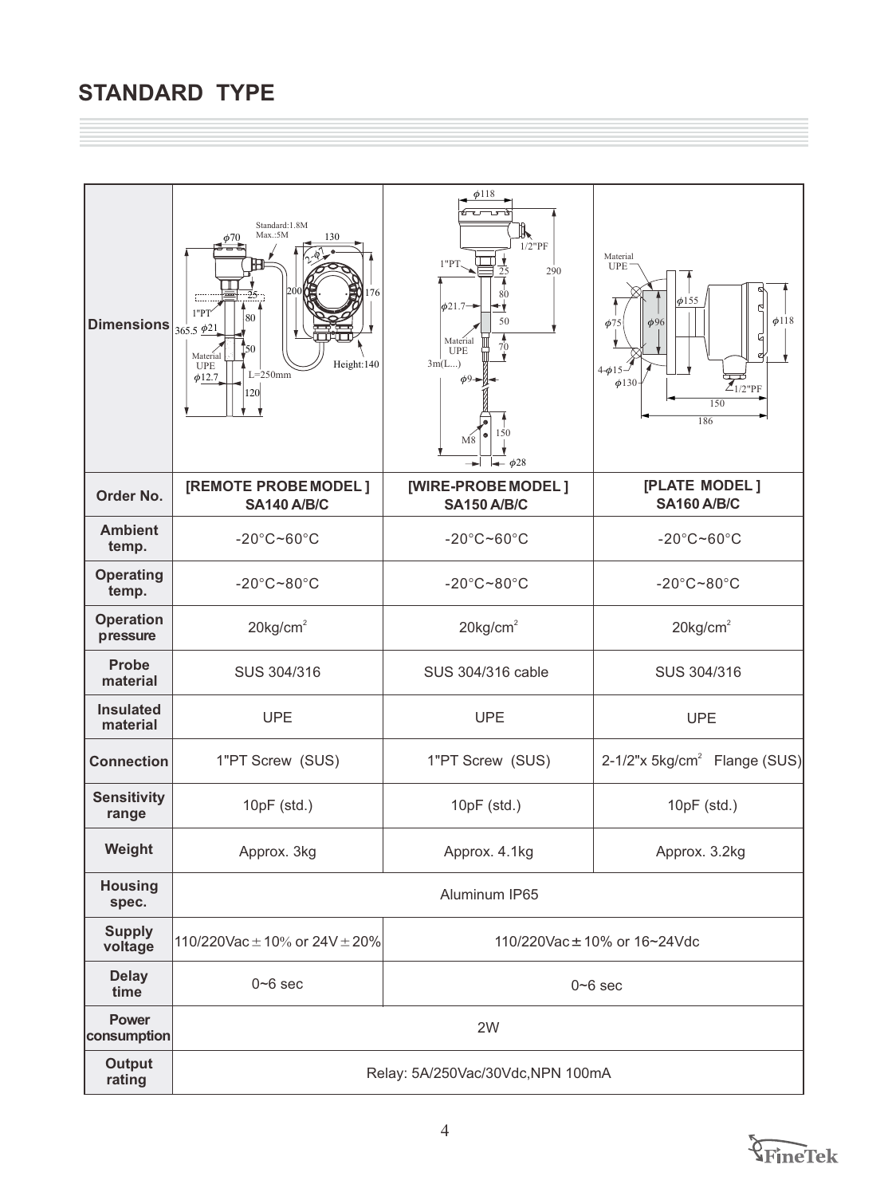## STANDARD TYPE

| Dimensions | | | |
|---|---|---|---|
| **Order No.** | **[REMOTE PROBE MODEL ] SA140 A/B/C** | **[WIRE-PROBE MODEL ] SA150 A/B/C** | **[PLATE MODEL ] SA160 A/B/C** |
| **Ambient temp.** | -20°C~60°C | -20°C~60°C | -20°C~60°C |
| **Operating temp.** | -20°C~80°C | -20°C~80°C | -20°C~80°C |
| **Operation pressure** | 20kg/cm$^2$ | 20kg/cm$^2$ | 20kg/cm$^2$ |
| **Probe material** | SUS 304/316 | SUS 304/316 cable | SUS 304/316 |
| **Insulated material** | UPE | UPE | UPE |
| **Connection** | 1"PT Screw (SUS) | 1"PT Screw (SUS) | 2-1/2"x 5kg/cm$^2$ Flange (SUS) |
| **Sensitivity range** | 10pF (std.) | 10pF (std.) | 10pF (std.) |
| **Weight** | Approx. 3kg | Approx. 4.1kg | Approx. 3.2kg |
| **Housing spec.** | Aluminum IP65 | | |
| **Supply voltage** | 110/220Vac ± 10% or 24V ± 20% | 110/220Vac ± 10% or 16~24Vdc | |
| **Delay time** | 0~6 sec | 0~6 sec | |
| **Power consumption** | 2W | | |
| **Output rating** | Relay: 5A/250Vac/30Vdc,NPN 100mA | | |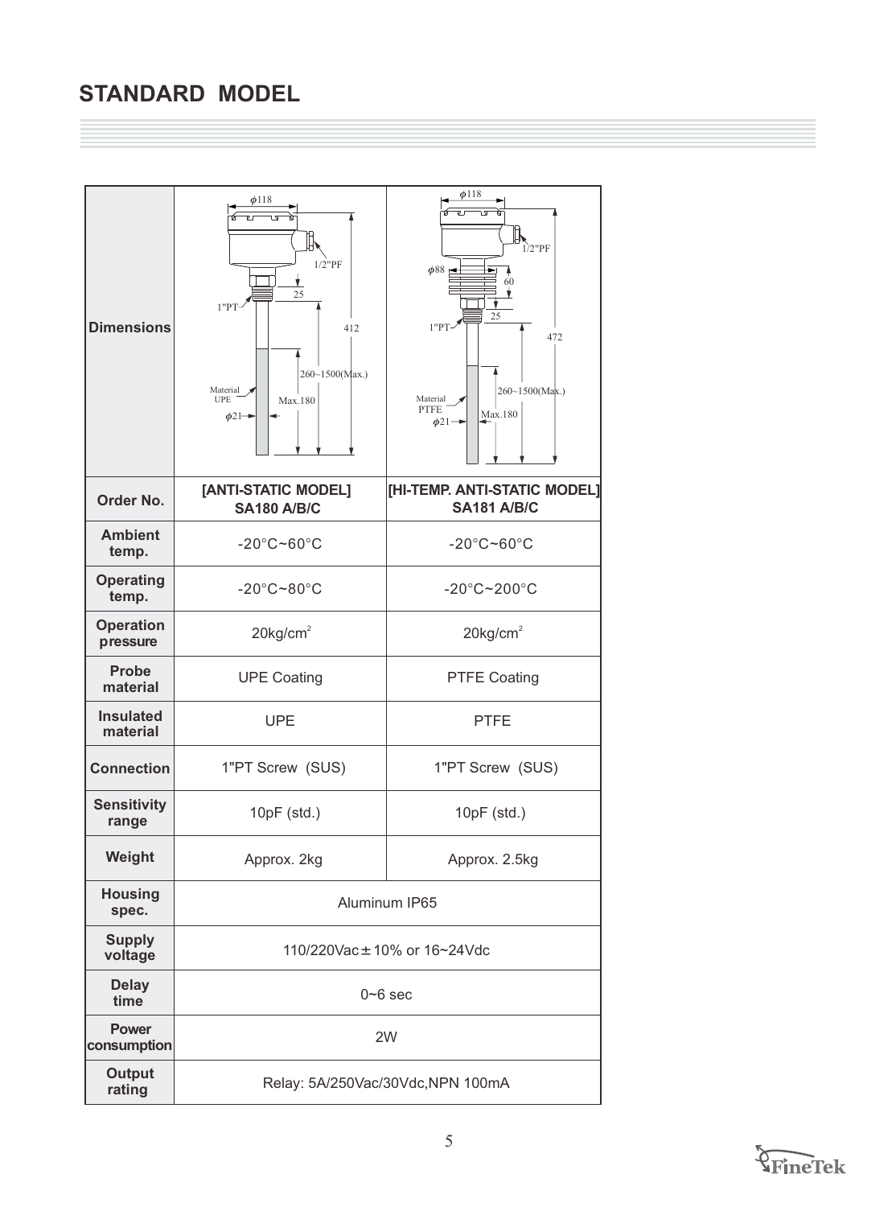## STANDARD MODEL

| Dimensions | | |
|---|---|---|
| **Order No.** | **[ANTI-STATIC MODEL] SA180 A/B/C** | **[HI-TEMP. ANTI-STATIC MODEL] SA181 A/B/C** |
| **Ambient temp.** | -20°C~60°C | -20°C~60°C |
| **Operating temp.** | -20°C~80°C | -20°C~200°C |
| **Operation pressure** | 20kg/cm$^2$ | 20kg/cm$^2$ |
| **Probe material** | UPE Coating | PTFE Coating |
| **Insulated material** | UPE | PTFE |
| **Connection** | 1"PT Screw (SUS) | 1"PT Screw (SUS) |
| **Sensitivity range** | 10pF (std.) | 10pF (std.) |
| **Weight** | Approx. 2kg | Approx. 2.5kg |
| **Housing spec.** | Aluminum IP65 | |
| **Supply voltage** | 110/220Vac±10% or 16~24Vdc | |
| **Delay time** | 0~6 sec | |
| **Power consumption** | 2W | |
| **Output rating** | Relay: 5A/250Vac/30Vdc,NPN 100mA | |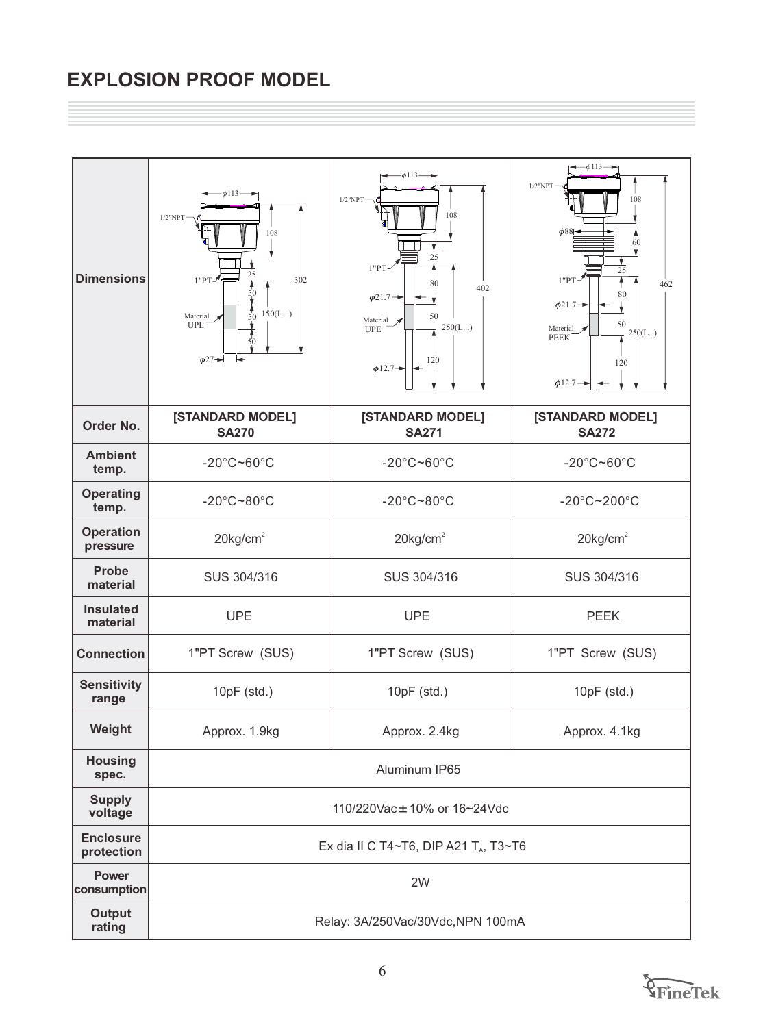# EXPLOSION PROOF MODEL

| Dimensions | | | |
|---|---|---|---|
| Order No. | [STANDARD MODEL] SA270 | [STANDARD MODEL] SA271 | [STANDARD MODEL] SA272 |
| Ambient temp. | -20°C~60°C | -20°C~60°C | -20°C~60°C |
| Operating temp. | -20°C~80°C | -20°C~80°C | -20°C~200°C |
| Operation pressure | $20kg/cm^2$ | $20kg/cm^2$ | $20kg/cm^2$ |
| Probe material | SUS 304/316 | SUS 304/316 | SUS 304/316 |
| Insulated material | UPE | UPE | PEEK |
| Connection | 1"PT Screw (SUS) | 1"PT Screw (SUS) | 1"PT Screw (SUS) |
| Sensitivity range | 10pF (std.) | 10pF (std.) | 10pF (std.) |
| Weight | Approx. 1.9kg | Approx. 2.4kg | Approx. 4.1kg |
| Housing spec. | Aluminum IP65 | | |
| Supply voltage | 110/220Vac±10% or 16~24Vdc | | |
| Enclosure protection | Ex dia II C T4~T6, DIP A21 $T_A$, T3~T6 | | |
| Power consumption | 2W | | |
| Output rating | Relay: 3A/250Vac/30Vdc,NPN 100mA | | |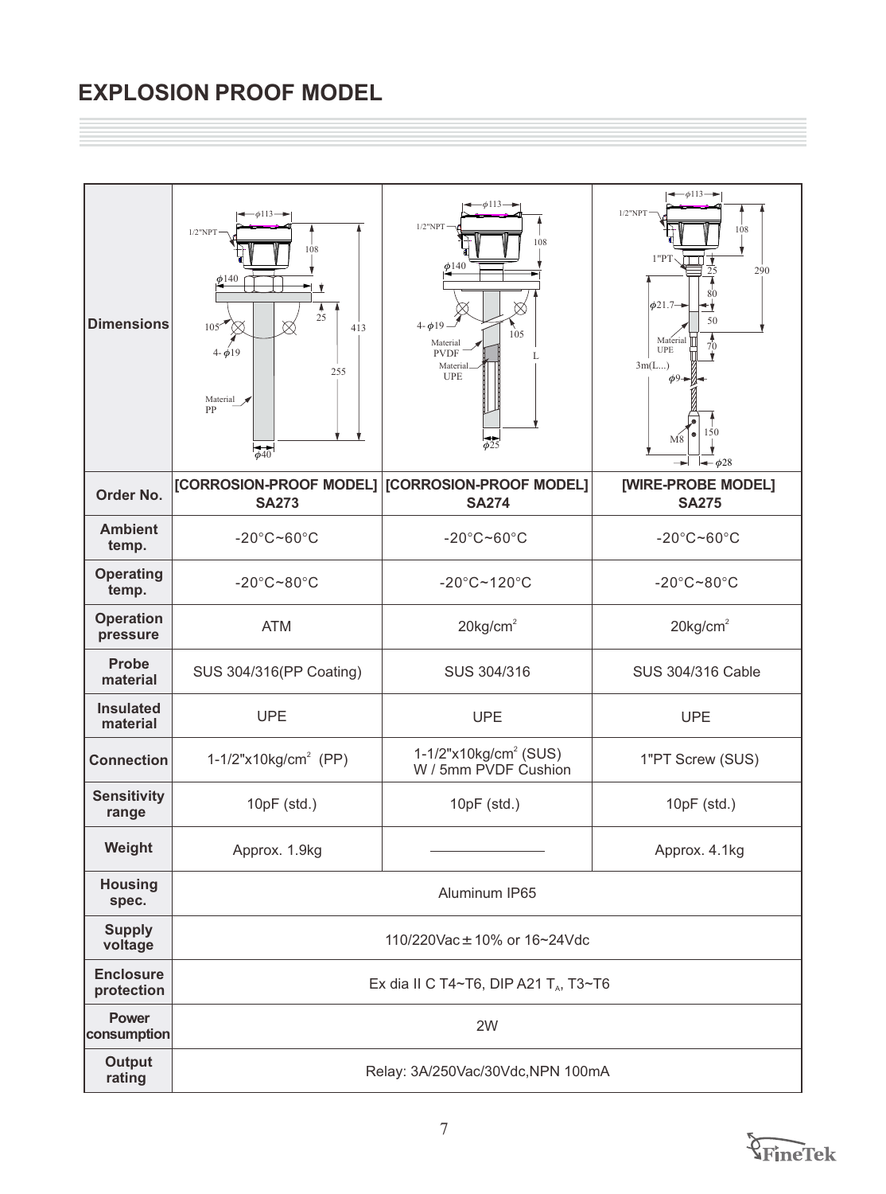# EXPLOSION PROOF MODEL

| Dimensions | | | |
|---|---|---|---|
| **Order No.** | **[CORROSION-PROOF MODEL] SA273** | **[CORROSION-PROOF MODEL] SA274** | **[WIRE-PROBE MODEL] SA275** |
| **Ambient temp.** | -20°C~60°C | -20°C~60°C | -20°C~60°C |
| **Operating temp.** | -20°C~80°C | -20°C~120°C | -20°C~80°C |
| **Operation pressure** | ATM | 20kg/cm² | 20kg/cm² |
| **Probe material** | SUS 304/316(PP Coating) | SUS 304/316 | SUS 304/316 Cable |
| **Insulated material** | UPE | UPE | UPE |
| **Connection** | 1-1/2"x10kg/cm² (PP) | 1-1/2"x10kg/cm² (SUS) W / 5mm PVDF Cushion | 1"PT Screw (SUS) |
| **Sensitivity range** | 10pF (std.) | 10pF (std.) | 10pF (std.) |
| **Weight** | Approx. 1.9kg | ———— | Approx. 4.1kg |
| **Housing spec.** | Aluminum IP65 | | |
| **Supply voltage** | 110/220Vac±10% or 16~24Vdc | | |
| **Enclosure protection** | Ex dia II C T4~T6, DIP A21 $T_A$, T3~T6 | | |
| **Power consumption** | 2W | | |
| **Output rating** | Relay: 3A/250Vac/30Vdc,NPN 100mA | | |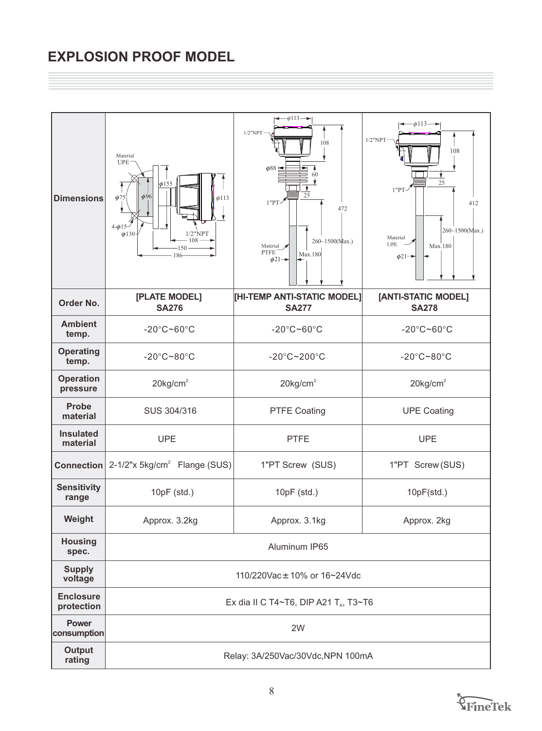# EXPLOSION PROOF MODEL

| | | | |
|---|---|---|---|
| **Dimensions** | | | |
| **Order No.** | **[PLATE MODEL] SA276** | **[HI-TEMP ANTI-STATIC MODEL] SA277** | **[ANTI-STATIC MODEL] SA278** |
| **Ambient temp.** | -20°C~60°C | -20°C~60°C | -20°C~60°C |
| **Operating temp.** | -20°C~80°C | -20°C~200°C | -20°C~80°C |
| **Operation pressure** | 20kg/cm$^2$ | 20kg/cm$^2$ | 20kg/cm$^2$ |
| **Probe material** | SUS 304/316 | PTFE Coating | UPE Coating |
| **Insulated material** | UPE | PTFE | UPE |
| **Connection** | 2-1/2"x 5kg/cm$^2$ Flange (SUS) | 1"PT Screw (SUS) | 1"PT Screw (SUS) |
| **Sensitivity range** | 10pF (std.) | 10pF (std.) | 10pF(std.) |
| **Weight** | Approx. 3.2kg | Approx. 3.1kg | Approx. 2kg |
| **Housing spec.** | Aluminum IP65 | | |
| **Supply voltage** | 110/220Vac ± 10% or 16~24Vdc | | |
| **Enclosure protection** | Ex dia II C T4~T6, DIP A21 $T_A$, T3~T6 | | |
| **Power consumption** | 2W | | |
| **Output rating** | Relay: 3A/250Vac/30Vdc,NPN 100mA | | |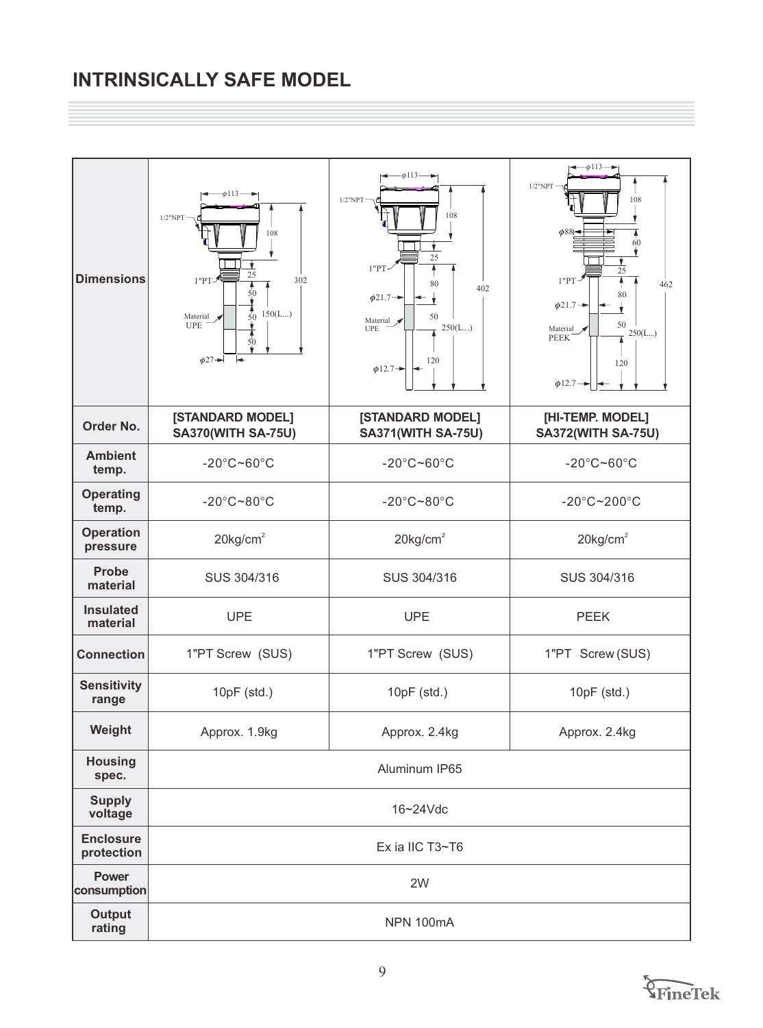# INTRINSICALLY SAFE MODEL

| Dimensions | | | |
|---|---|---|---|
| Order No. | [STANDARD MODEL] SA370(WITH SA-75U) | [STANDARD MODEL] SA371(WITH SA-75U) | [HI-TEMP. MODEL] SA372(WITH SA-75U) |
| Ambient temp. | -20°C~60°C | -20°C~60°C | -20°C~60°C |
| Operating temp. | -20°C~80°C | -20°C~80°C | -20°C~200°C |
| Operation pressure | 20kg/cm$^2$ | 20kg/cm$^2$ | 20kg/cm$^2$ |
| Probe material | SUS 304/316 | SUS 304/316 | SUS 304/316 |
| Insulated material | UPE | UPE | PEEK |
| Connection | 1"PT Screw (SUS) | 1"PT Screw (SUS) | 1"PT Screw (SUS) |
| Sensitivity range | 10pF (std.) | 10pF (std.) | 10pF (std.) |
| Weight | Approx. 1.9kg | Approx. 2.4kg | Approx. 2.4kg |
| Housing spec. | Aluminum IP65 | | |
| Supply voltage | 16~24Vdc | | |
| Enclosure protection | Ex ia IIC T3~T6 | | |
| Power consumption | 2W | | |
| Output rating | NPN 100mA | | |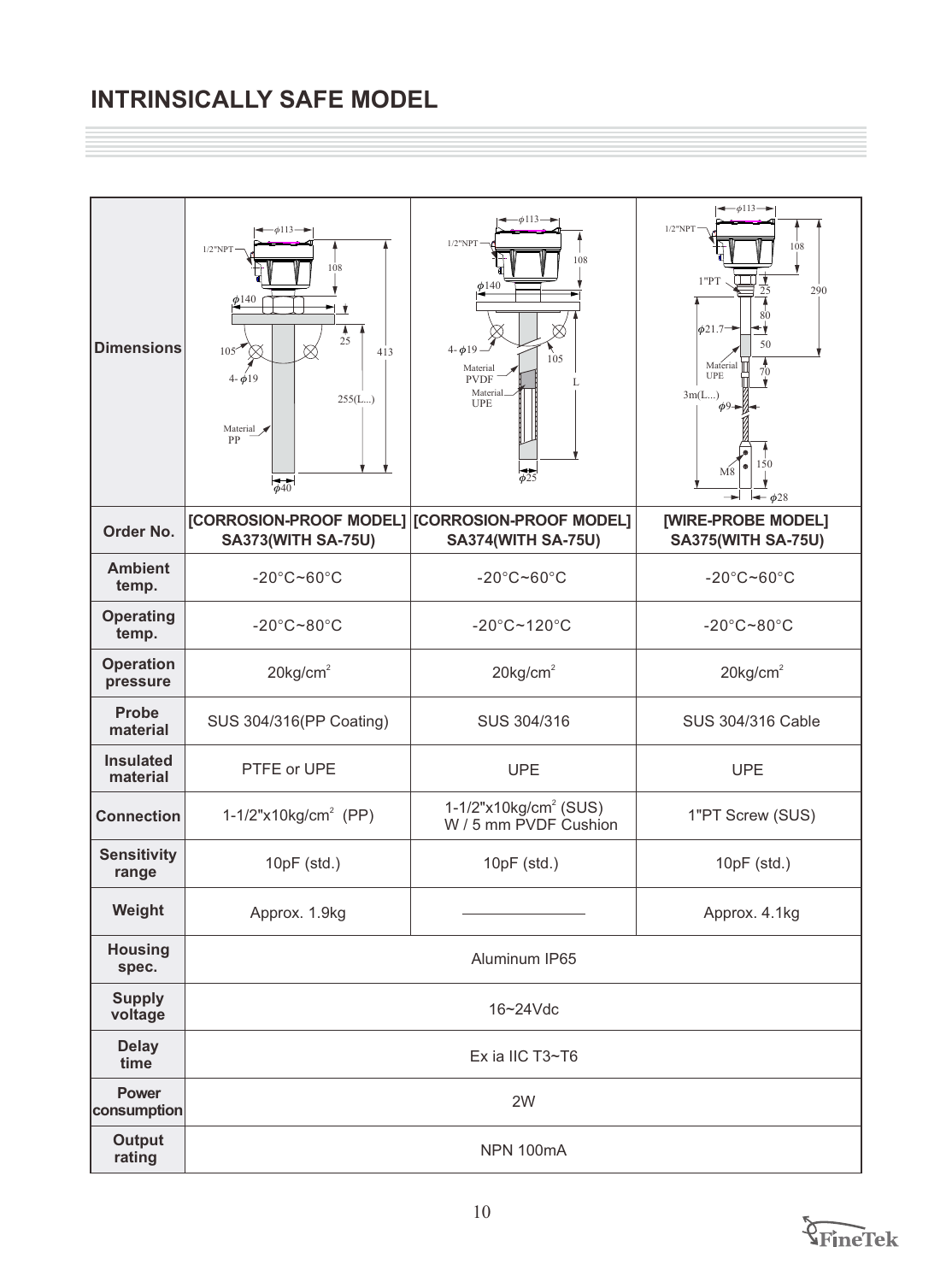# INTRINSICALLY SAFE MODEL

| Dimensions | | | |
|---|---|---|---|
| **Order No.** | **[CORROSION-PROOF MODEL] SA373(WITH SA-75U)** | **[CORROSION-PROOF MODEL] SA374(WITH SA-75U)** | **[WIRE-PROBE MODEL] SA375(WITH SA-75U)** |
| **Ambient temp.** | -20°C~60°C | -20°C~60°C | -20°C~60°C |
| **Operating temp.** | -20°C~80°C | -20°C~120°C | -20°C~80°C |
| **Operation pressure** | $20kg/cm^2$ | $20kg/cm^2$ | $20kg/cm^2$ |
| **Probe material** | SUS 304/316(PP Coating) | SUS 304/316 | SUS 304/316 Cable |
| **Insulated material** | PTFE or UPE | UPE | UPE |
| **Connection** | 1-1/2"x10kg/$cm^2$ (PP) | 1-1/2"x10kg/$cm^2$ (SUS) W / 5 mm PVDF Cushion | 1"PT Screw (SUS) |
| **Sensitivity range** | 10pF (std.) | 10pF (std.) | 10pF (std.) |
| **Weight** | Approx. 1.9kg | ———— | Approx. 4.1kg |
| **Housing spec.** | Aluminum IP65 | | |
| **Supply voltage** | 16~24Vdc | | |
| **Delay time** | Ex ia IIC T3~T6 | | |
| **Power consumption** | 2W | | |
| **Output rating** | NPN 100mA | | |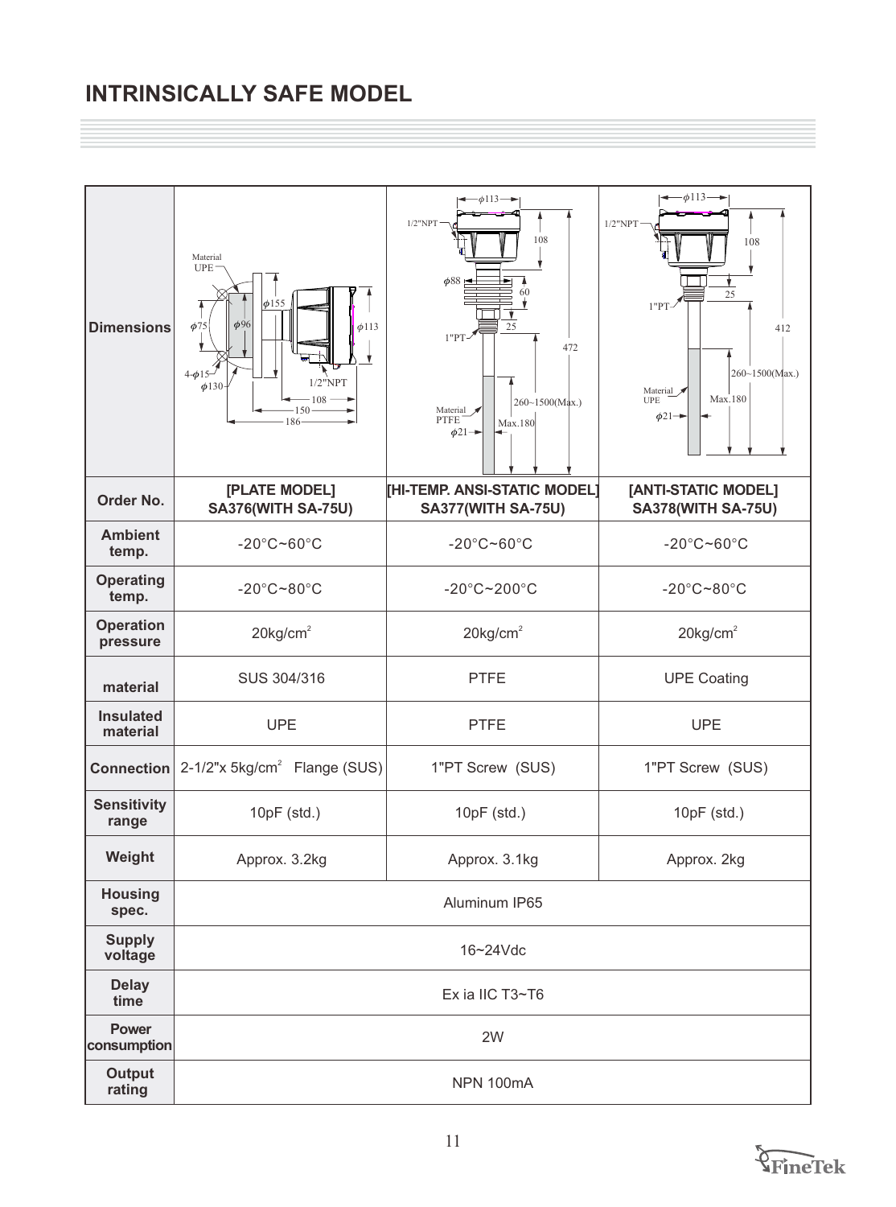## INTRINSICALLY SAFE MODEL

| Dimensions | [PLATE MODEL] | [HI-TEMP. ANSI-STATIC MODEL] | [ANTI-STATIC MODEL] |
|---|---|---|---|
| Order No. | [PLATE MODEL] SA376(WITH SA-75U) | [HI-TEMP. ANSI-STATIC MODEL] SA377(WITH SA-75U) | [ANTI-STATIC MODEL] SA378(WITH SA-75U) |
| Ambient temp. | -20°C~60°C | -20°C~60°C | -20°C~60°C |
| Operating temp. | -20°C~80°C | -20°C~200°C | -20°C~80°C |
| Operation pressure | 20kg/cm² | 20kg/cm² | 20kg/cm² |
| material | SUS 304/316 | PTFE | UPE Coating |
| Insulated material | UPE | PTFE | UPE |
| Connection | 2-1/2"x 5kg/cm² Flange (SUS) | 1"PT Screw (SUS) | 1"PT Screw (SUS) |
| Sensitivity range | 10pF (std.) | 10pF (std.) | 10pF (std.) |
| Weight | Approx. 3.2kg | Approx. 3.1kg | Approx. 2kg |
| Housing spec. | Aluminum IP65 | | |
| Supply voltage | 16~24Vdc | | |
| Delay time | Ex ia IIC T3~T6 | | |
| Power consumption | 2W | | |
| Output rating | NPN 100mA | | |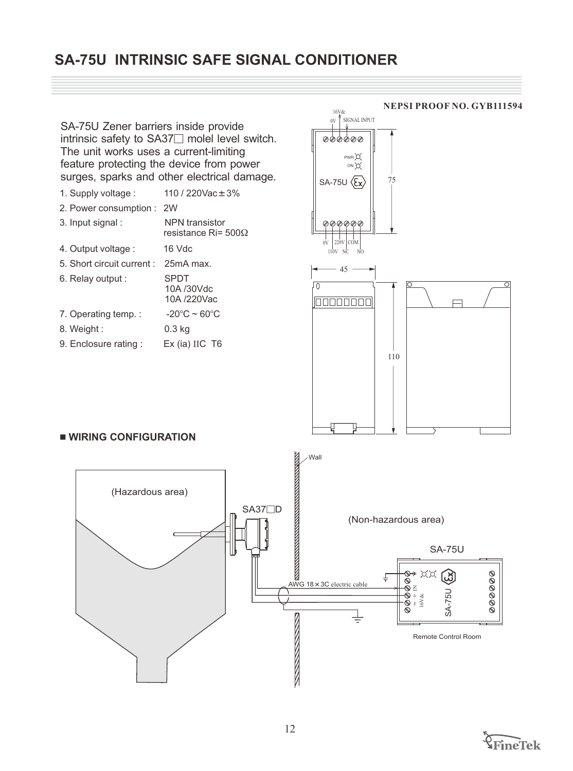# SA-75U INTRINSIC SAFE SIGNAL CONDITIONER

**NEPSI PROOF NO. GYB111594**

SA-75U Zener barriers inside provide intrinsic safety to SA37□ molel level switch. The unit works uses a current-limiting feature protecting the device from power surges, sparks and other electrical damage.

1. Supply voltage : 110 / 220Vac ± 3%
2. Power consumption : 2W
3. Input signal : NPN transistor resistance Ri= 500Ω
4. Output voltage : 16 Vdc
5. Short circuit current : 25mA max.
6. Relay output : SPDT 10A /30Vdc 10A /220Vac
7. Operating temp. : -20°C ~ 60°C
8. Weight : 0.3 kg
9. Enclosure rating : Ex (ia) IIC T6

16Vdc
0V SIGNAL INPUT
PWR
ON
SA-75U
75
0V 220V COM
110V NC NO
45
110

## ■ WIRING CONFIGURATION

Wall

(Hazardous area)

SA37□D

(Non-hazardous area)

SA-75U

AWG 18 × 3C electric cable

+ IN
– 16Vdc

SA-75U

Remote Control Room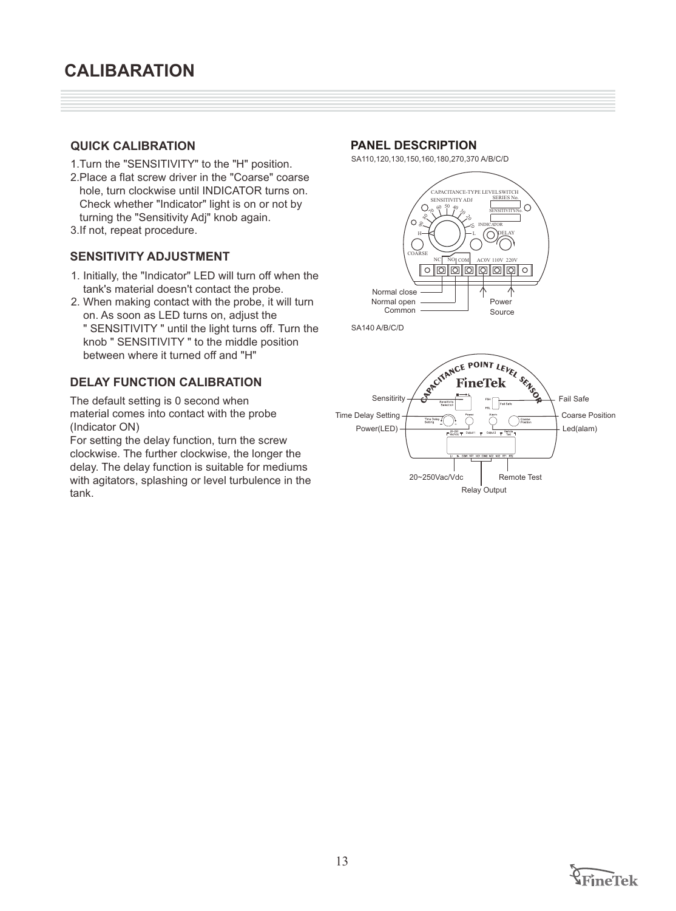# CALIBARATION

## QUICK CALIBRATION

1. Turn the "SENSITIVITY" to the "H" position.
2. Place a flat screw driver in the "Coarse" coarse hole, turn clockwise until INDICATOR turns on. Check whether "Indicator" light is on or not by turning the "Sensitivity Adj" knob again.
3. If not, repeat procedure.

## SENSITIVITY ADJUSTMENT

1. Initially, the "Indicator" LED will turn off when the tank's material doesn't contact the probe.
2. When making contact with the probe, it will turn on. As soon as LED turns on, adjust the " SENSITIVITY " until the light turns off. Turn the knob " SENSITIVITY " to the middle position between where it turned off and "H"

## DELAY FUNCTION CALIBRATION

The default setting is 0 second when material comes into contact with the probe (Indicator ON)

For setting the delay function, turn the screw clockwise. The further clockwise, the longer the delay. The delay function is suitable for mediums with agitators, splashing or level turbulence in the tank.

## PANEL DESCRIPTION

SA110,120,130,150,160,180,270,370 A/B/C/D

CAPACITANCE-TYPE LEVELSWITCH
SENSITIVITY ADJ
SERIES No.
SENSITIVITY-No.
90 80 70 60 50 40 30 20 10
H L
INDICATOR
DELAY
COARSE
NC NO COM AC0V 110V 220V

Normal close
Normal open
Common
Power Source

SA140 A/B/C/D

CAPACITANCE POINT LEVEL SENSOR
FineTek

Sensitirity
Time Delay Setting
Power(LED)
Fail Safe
Coarse Position
Led(alam)
20~250Vac/Vdc
Remote Test
Relay Output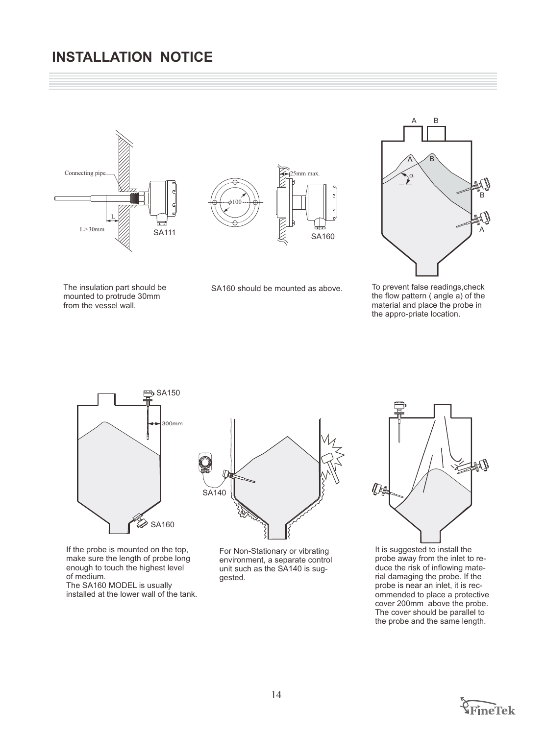# INSTALLATION NOTICE

Connecting pipe

L

L>30mm

SA111

The insulation part should be mounted to protrude 30mm from the vessel wall.

25mm max.

$\phi$100

SA160

SA160 should be mounted as above.

A B

A B

$\alpha$

B

A

To prevent false readings,check the flow pattern ( angle a) of the material and place the probe in the appro-priate location.

SA150

300mm

SA160

If the probe is mounted on the top, make sure the length of probe long enough to touch the highest level of medium.
The SA160 MODEL is usually installed at the lower wall of the tank.

SA140

For Non-Stationary or vibrating environment, a separate control unit such as the SA140 is suggested.

It is suggested to install the probe away from the inlet to reduce the risk of inflowing material damaging the probe. If the probe is near an inlet, it is recommended to place a protective cover 200mm above the probe. The cover should be parallel to the probe and the same length.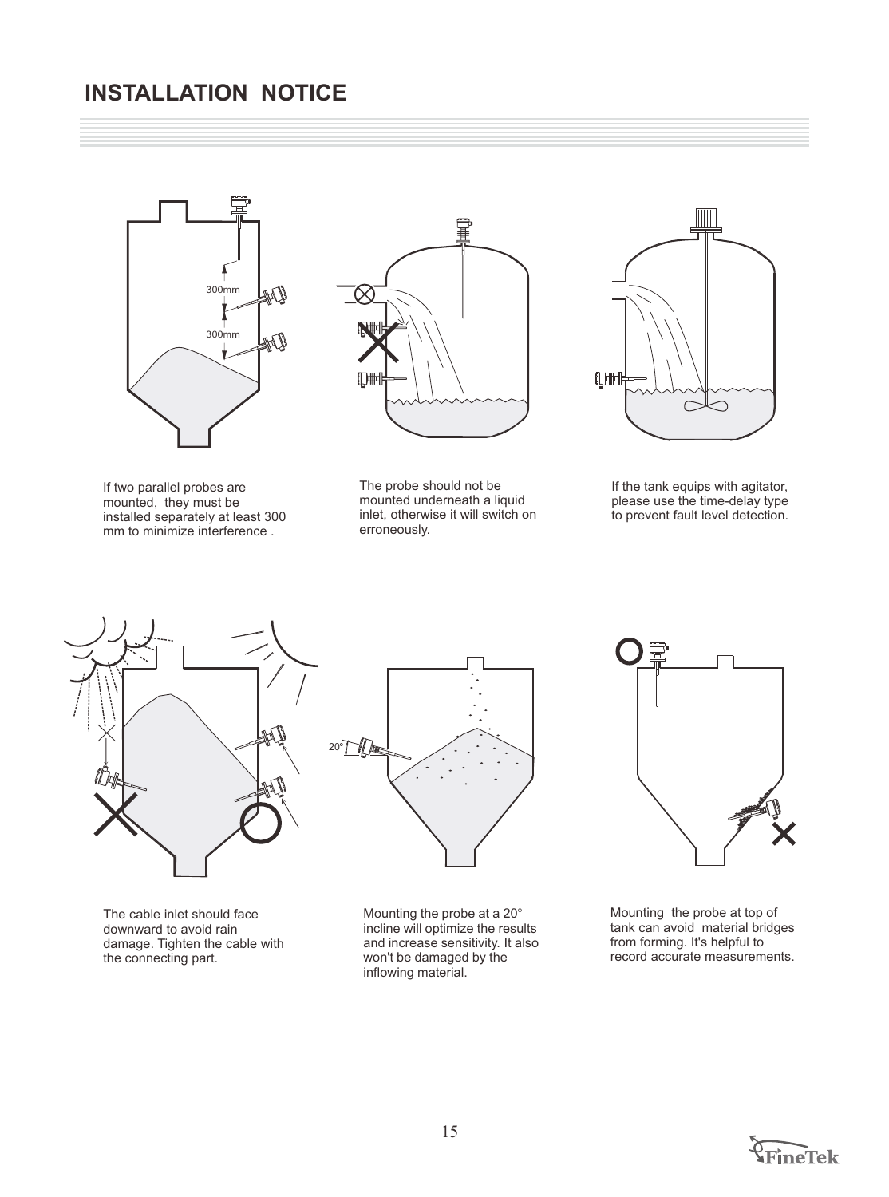# INSTALLATION NOTICE

If two parallel probes are mounted, they must be installed separately at least 300 mm to minimize interference .

The probe should not be mounted underneath a liquid inlet, otherwise it will switch on erroneously.

If the tank equips with agitator, please use the time-delay type to prevent fault level detection.

The cable inlet should face downward to avoid rain damage. Tighten the cable with the connecting part.

Mounting the probe at a 20° incline will optimize the results and increase sensitivity. It also won't be damaged by the inflowing material.

Mounting the probe at top of tank can avoid material bridges from forming. It's helpful to record accurate measurements.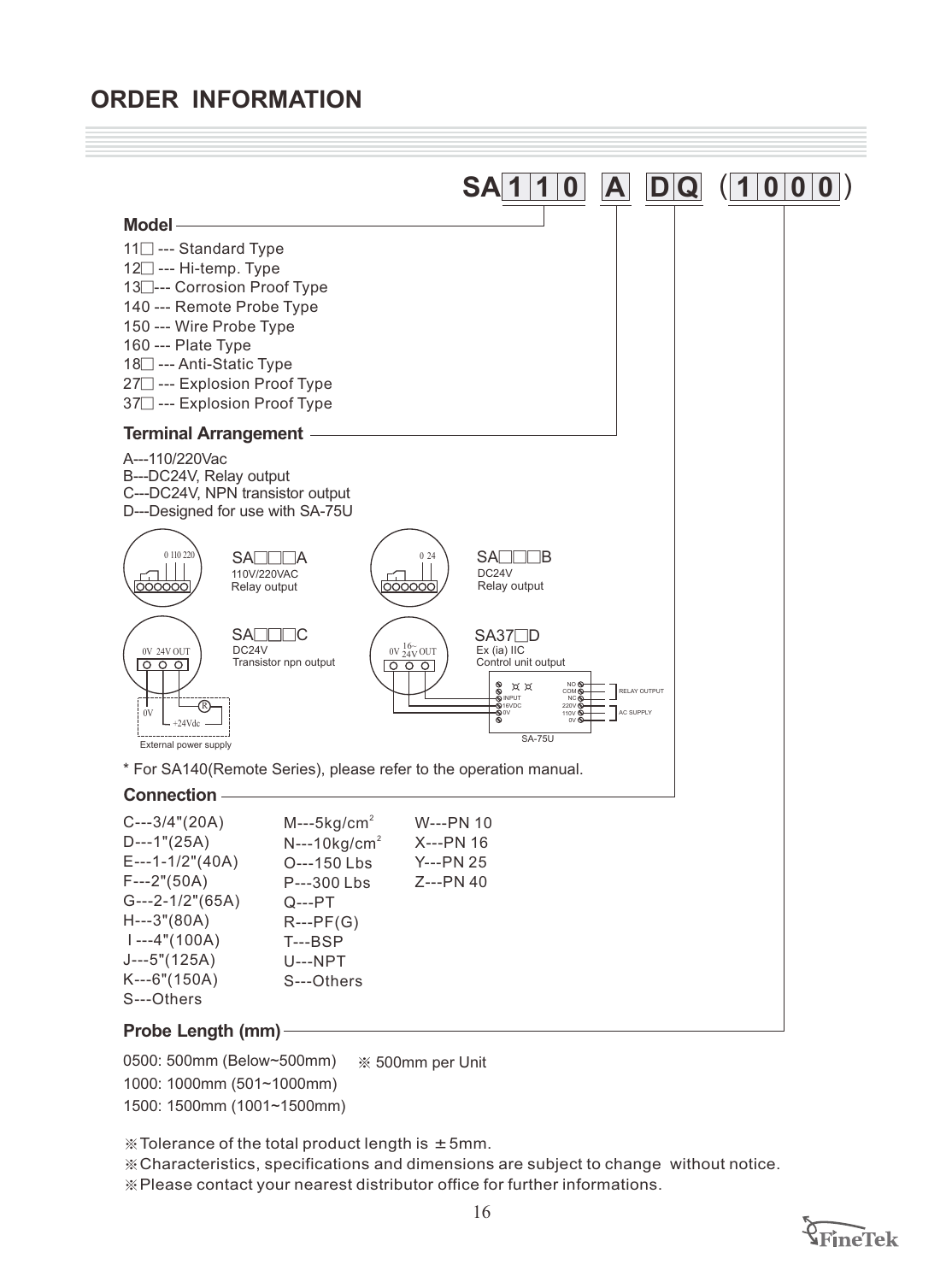## ORDER INFORMATION

**SA 1 1 0 A DQ (1 0 0 0)**

### Model

11□ --- Standard Type
12□ --- Hi-temp. Type
13□--- Corrosion Proof Type
140 --- Remote Probe Type
150 --- Wire Probe Type
160 --- Plate Type
18□ --- Anti-Static Type
27□ --- Explosion Proof Type
37□ --- Explosion Proof Type

### Terminal Arrangement

A---110/220Vac
B---DC24V, Relay output
C---DC24V, NPN transistor output
D---Designed for use with SA-75U

SA□□□A
110V/220VAC
Relay output

SA□□□B
DC24V
Relay output

SA□□□C
DC24V
Transistor npn output

External power supply

SA37□D
Ex (ia) IIC
Control unit output

SA-75U

\* For SA140(Remote Series), please refer to the operation manual.

### Connection

| | | |
|---|---|---|
| C---3/4"(20A) | M---5kg/cm$^2$ | W---PN 10 |
| D---1"(25A) | N---10kg/cm$^2$ | X---PN 16 |
| E---1-1/2"(40A) | O---150 Lbs | Y---PN 25 |
| F---2"(50A) | P---300 Lbs | Z---PN 40 |
| G---2-1/2"(65A) | Q---PT | |
| H---3"(80A) | R---PF(G) | |
| I ---4"(100A) | T---BSP | |
| J---5"(125A) | U---NPT | |
| K---6"(150A) | S---Others | |
| S---Others | | |

### Probe Length (mm)

0500: 500mm (Below~500mm) ※ 500mm per Unit
1000: 1000mm (501~1000mm)
1500: 1500mm (1001~1500mm)

※Tolerance of the total product length is ±5mm.
※Characteristics, specifications and dimensions are subject to change without notice.
※Please contact your nearest distributor office for further informations.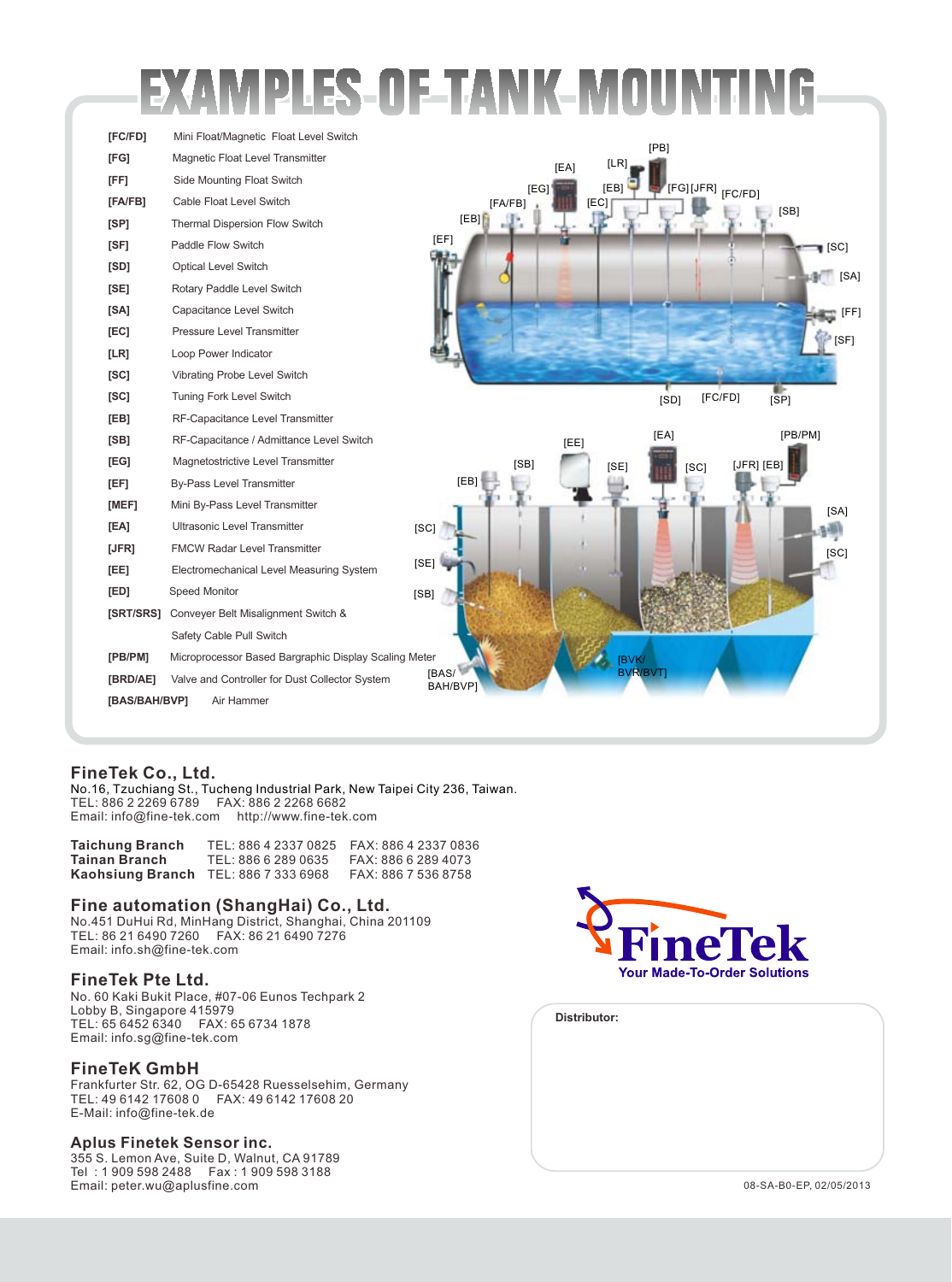# EXAMPLES OF TANK MOUNTING

| | |
|---|---|
| [FC/FD] | Mini Float/Magnetic Float Level Switch |
| [FG] | Magnetic Float Level Transmitter |
| [FF] | Side Mounting Float Switch |
| [FA/FB] | Cable Float Level Switch |
| [SP] | Thermal Dispersion Flow Switch |
| [SF] | Paddle Flow Switch |
| [SD] | Optical Level Switch |
| [SE] | Rotary Paddle Level Switch |
| [SA] | Capacitance Level Switch |
| [EC] | Pressure Level Transmitter |
| [LR] | Loop Power Indicator |
| [SC] | Vibrating Probe Level Switch |
| [SC] | Tuning Fork Level Switch |
| [EB] | RF-Capacitance Level Transmitter |
| [SB] | RF-Capacitance / Admittance Level Switch |
| [EG] | Magnetostrictive Level Transmitter |
| [EF] | By-Pass Level Transmitter |
| [MEF] | Mini By-Pass Level Transmitter |
| [EA] | Ultrasonic Level Transmitter |
| [JFR] | FMCW Radar Level Transmitter |
| [EE] | Electromechanical Level Measuring System |
| [ED] | Speed Monitor |
| [SRT/SRS] | Conveyer Belt Misalignment Switch & Safety Cable Pull Switch |
| [PB/PM] | Microprocessor Based Bargraphic Display Scaling Meter |
| [BRD/AE] | Valve and Controller for Dust Collector System |
| [BAS/BAH/BVP] | Air Hammer |

[PB] [LR] [EA] [EG] [EB] [FG] [JFR] [FC/FD] [FA/FB] [EC] [SB] [EB] [EF] [SC] [SA] [FF] [SF] [SD] [FC/FD] [SP]

[EE] [EA] [PB/PM] [SB] [SE] [SC] [JFR] [EB] [EB] [SA] [SC] [SC] [SE] [SB] [BVK/BVR/BVT] [BAS/BAH/BVP]

## FineTek Co., Ltd.

No.16, Tzuchiang St., Tucheng Industrial Park, New Taipei City 236, Taiwan.
TEL: 886 2 2269 6789 FAX: 886 2 2268 6682
Email: info@fine-tek.com http://www.fine-tek.com

| | | |
|---|---|---|
| **Taichung Branch** | TEL: 886 4 2337 0825 | FAX: 886 4 2337 0836 |
| **Tainan Branch** | TEL: 886 6 289 0635 | FAX: 886 6 289 4073 |
| **Kaohsiung Branch** | TEL: 886 7 333 6968 | FAX: 886 7 536 8758 |

## Fine automation (ShangHai) Co., Ltd.

No.451 DuHui Rd, MinHang District, Shanghai, China 201109
TEL: 86 21 6490 7260 FAX: 86 21 6490 7276
Email: info.sh@fine-tek.com

## FineTek Pte Ltd.

No. 60 Kaki Bukit Place, #07-06 Eunos Techpark 2
Lobby B, Singapore 415979
TEL: 65 6452 6340 FAX: 65 6734 1878
Email: info.sg@fine-tek.com

## FineTeK GmbH

Frankfurter Str. 62, OG D-65428 Ruesselsehim, Germany
TEL: 49 6142 17608 0 FAX: 49 6142 17608 20
E-Mail: info@fine-tek.de

## Aplus Finetek Sensor inc.

355 S. Lemon Ave, Suite D, Walnut, CA 91789
Tel : 1 909 598 2488 Fax : 1 909 598 3188
Email: peter.wu@aplusfine.com

FineTek
Your Made-To-Order Solutions

**Distributor:**

08-SA-B0-EP, 02/05/2013